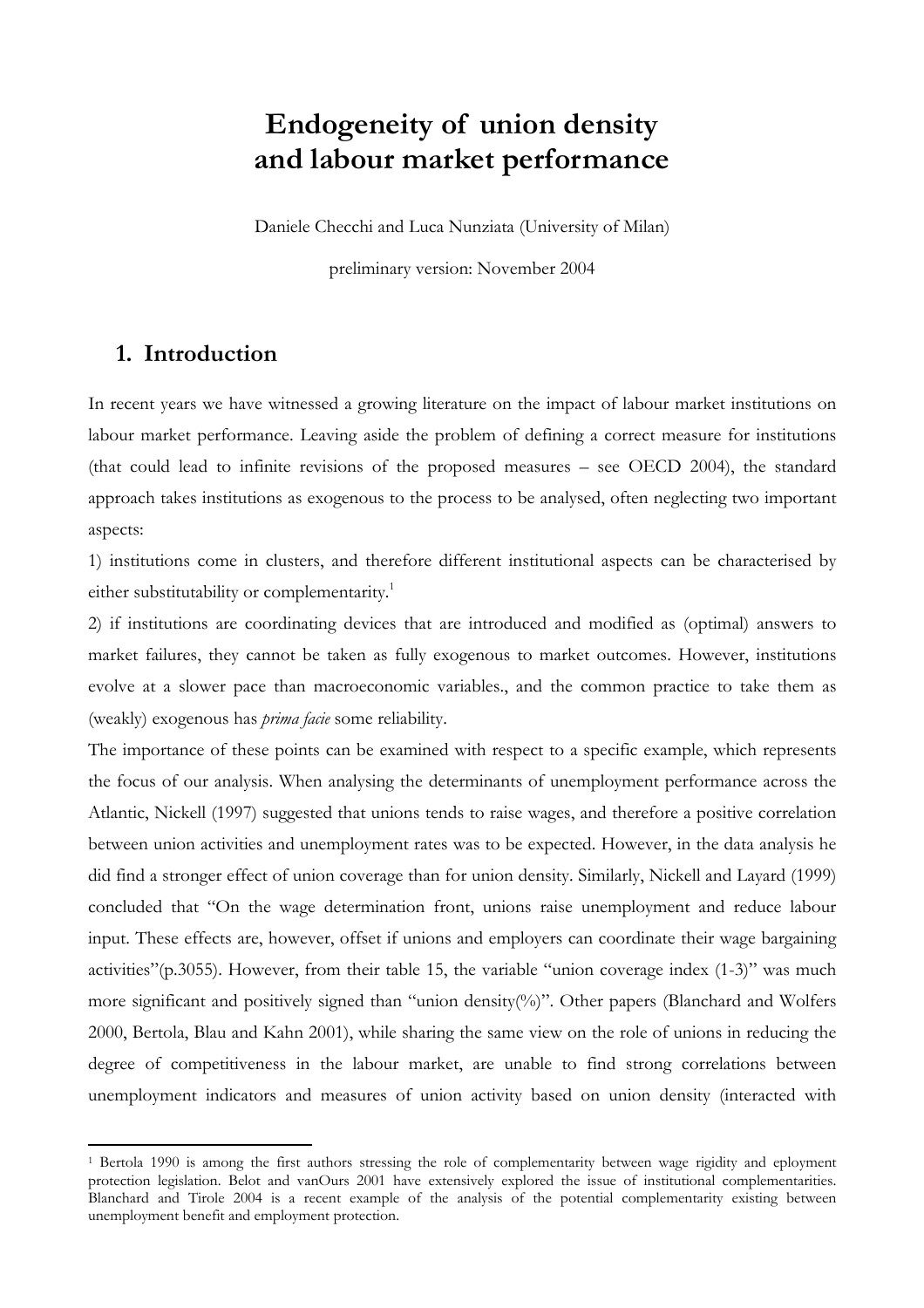# Endogeneity of union density and labour market performance

Daniele Checchi and Luca Nunziata (University of Milan)

preliminary version: November 2004

## 1. Introduction

In recent years we have witnessed a growing literature on the impact of labour market institutions on labour market performance. Leaving aside the problem of defining a correct measure for institutions (that could lead to infinite revisions of the proposed measures – see OECD 2004), the standard approach takes institutions as exogenous to the process to be analysed, often neglecting two important aspects:

1) institutions come in clusters, and therefore different institutional aspects can be characterised by either substitutability or complementarity.[1]

2) if institutions are coordinating devices that are introduced and modified as (optimal) answers to market failures, they cannot be taken as fully exogenous to market outcomes. However, institutions evolve at a slower pace than macroeconomic variables., and the common practice to take them as (weakly) exogenous has *prima facie* some reliability.

The importance of these points can be examined with respect to a specific example, which represents the focus of our analysis. When analysing the determinants of unemployment performance across the Atlantic, Nickell (1997) suggested that unions tends to raise wages, and therefore a positive correlation between union activities and unemployment rates was to be expected. However, in the data analysis he did find a stronger effect of union coverage than for union density. Similarly, Nickell and Layard (1999) concluded that "On the wage determination front, unions raise unemployment and reduce labour input. These effects are, however, offset if unions and employers can coordinate their wage bargaining activities"(p.3055). However, from their table 15, the variable "union coverage index (1-3)" was much more significant and positively signed than "union density(%)". Other papers (Blanchard and Wolfers 2000, Bertola, Blau and Kahn 2001), while sharing the same view on the role of unions in reducing the degree of competitiveness in the labour market, are unable to find strong correlations between unemployment indicators and measures of union activity based on union density (interacted with

[1] Bertola 1990 is among the first authors stressing the role of complementarity between wage rigidity and eployment protection legislation. Belot and vanOurs 2001 have extensively explored the issue of institutional complementarities. Blanchard and Tirole 2004 is a recent example of the analysis of the potential complementarity existing between unemployment benefit and employment protection.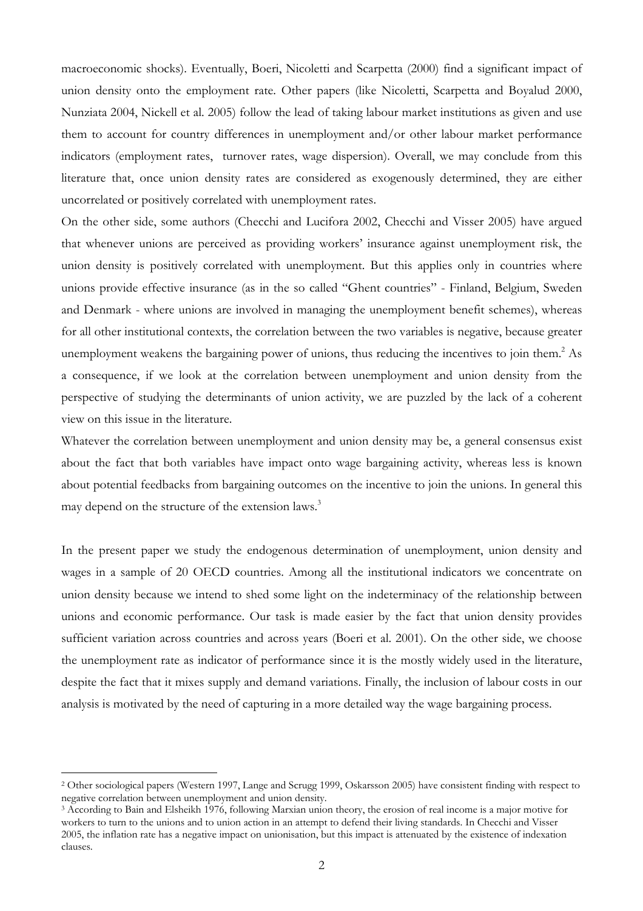macroeconomic shocks). Eventually, Boeri, Nicoletti and Scarpetta (2000) find a significant impact of union density onto the employment rate. Other papers (like Nicoletti, Scarpetta and Boyalud 2000, Nunziata 2004, Nickell et al. 2005) follow the lead of taking labour market institutions as given and use them to account for country differences in unemployment and/or other labour market performance indicators (employment rates, turnover rates, wage dispersion). Overall, we may conclude from this literature that, once union density rates are considered as exogenously determined, they are either uncorrelated or positively correlated with unemployment rates.

On the other side, some authors (Checchi and Lucifora 2002, Checchi and Visser 2005) have argued that whenever unions are perceived as providing workers' insurance against unemployment risk, the union density is positively correlated with unemployment. But this applies only in countries where unions provide effective insurance (as in the so called "Ghent countries" - Finland, Belgium, Sweden and Denmark - where unions are involved in managing the unemployment benefit schemes), whereas for all other institutional contexts, the correlation between the two variables is negative, because greater unemployment weakens the bargaining power of unions, thus reducing the incentives to join them.[2] As a consequence, if we look at the correlation between unemployment and union density from the perspective of studying the determinants of union activity, we are puzzled by the lack of a coherent view on this issue in the literature.

Whatever the correlation between unemployment and union density may be, a general consensus exist about the fact that both variables have impact onto wage bargaining activity, whereas less is known about potential feedbacks from bargaining outcomes on the incentive to join the unions. In general this may depend on the structure of the extension laws.[3]

In the present paper we study the endogenous determination of unemployment, union density and wages in a sample of 20 OECD countries. Among all the institutional indicators we concentrate on union density because we intend to shed some light on the indeterminacy of the relationship between unions and economic performance. Our task is made easier by the fact that union density provides sufficient variation across countries and across years (Boeri et al. 2001). On the other side, we choose the unemployment rate as indicator of performance since it is the mostly widely used in the literature, despite the fact that it mixes supply and demand variations. Finally, the inclusion of labour costs in our analysis is motivated by the need of capturing in a more detailed way the wage bargaining process.

---

[2] Other sociological papers (Western 1997, Lange and Scrugg 1999, Oskarsson 2005) have consistent finding with respect to negative correlation between unemployment and union density.

[3] According to Bain and Elsheikh 1976, following Marxian union theory, the erosion of real income is a major motive for workers to turn to the unions and to union action in an attempt to defend their living standards. In Checchi and Visser 2005, the inflation rate has a negative impact on unionisation, but this impact is attenuated by the existence of indexation clauses.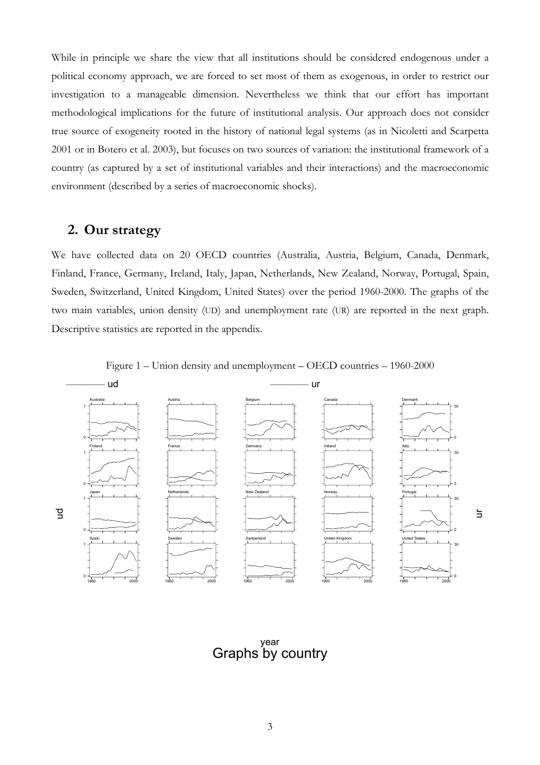While in principle we share the view that all institutions should be considered endogenous under a political economy approach, we are forced to set most of them as exogenous, in order to restrict our investigation to a manageable dimension. Nevertheless we think that our effort has important methodological implications for the future of institutional analysis. Our approach does not consider true source of exogeneity rooted in the history of national legal systems (as in Nicoletti and Scarpetta 2001 or in Botero et al. 2003), but focuses on two sources of variation: the institutional framework of a country (as captured by a set of institutional variables and their interactions) and the macroeconomic environment (described by a series of macroeconomic shocks).

## 2. Our strategy

We have collected data on 20 OECD countries (Australia, Austria, Belgium, Canada, Denmark, Finland, France, Germany, Ireland, Italy, Japan, Netherlands, New Zealand, Norway, Portugal, Spain, Sweden, Switzerland, United Kingdom, United States) over the period 1960-2000. The graphs of the two main variables, union density (UD) and unemployment rate (UR) are reported in the next graph. Descriptive statistics are reported in the appendix.

Figure 1 – Union density and unemployment – OECD countries – 1960-2000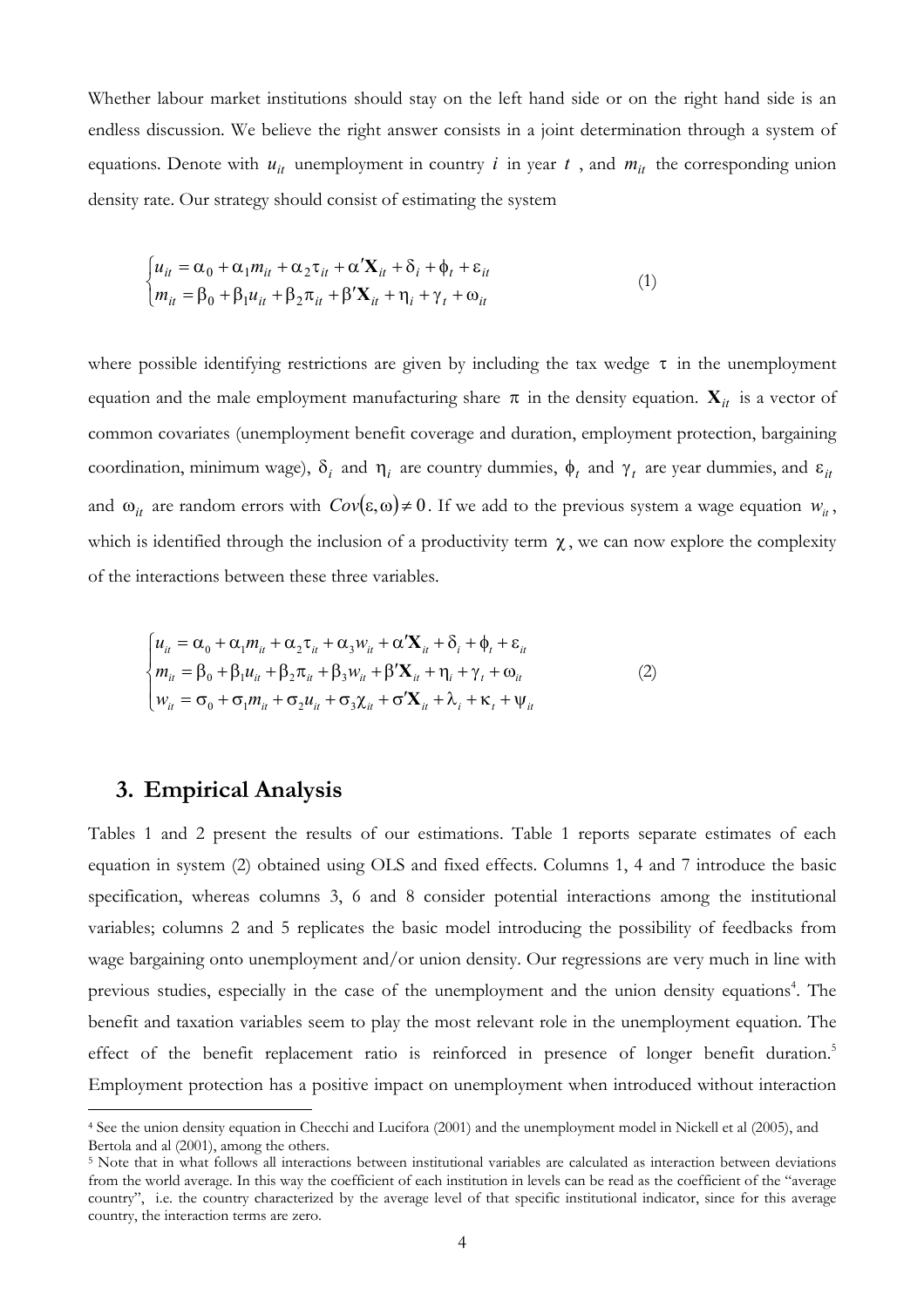Whether labour market institutions should stay on the left hand side or on the right hand side is an endless discussion. We believe the right answer consists in a joint determination through a system of equations. Denote with $u_{it}$ unemployment in country $i$ in year $t$ , and $m_{it}$ the corresponding union density rate. Our strategy should consist of estimating the system

$$
\begin{cases}
u_{it} = \alpha_0 + \alpha_1 m_{it} + \alpha_2 \tau_{it} + \alpha' \mathbf{X}_{it} + \delta_i + \phi_t + \varepsilon_{it} \\
m_{it} = \beta_0 + \beta_1 u_{it} + \beta_2 \pi_{it} + \beta' \mathbf{X}_{it} + \eta_i + \gamma_t + \omega_{it}
\end{cases}
\tag{1}
$$

where possible identifying restrictions are given by including the tax wedge $\tau$ in the unemployment equation and the male employment manufacturing share $\pi$ in the density equation. $\mathbf{X}_{it}$ is a vector of common covariates (unemployment benefit coverage and duration, employment protection, bargaining coordination, minimum wage), $\delta_i$ and $\eta_i$ are country dummies, $\phi_t$ and $\gamma_t$ are year dummies, and $\varepsilon_{it}$ and $\omega_{it}$ are random errors with $Cov(\varepsilon, \omega) \neq 0$. If we add to the previous system a wage equation $w_{it}$, which is identified through the inclusion of a productivity term $\chi$, we can now explore the complexity of the interactions between these three variables.

$$
\begin{cases}
u_{it} = \alpha_0 + \alpha_1 m_{it} + \alpha_2 \tau_{it} + \alpha_3 w_{it} + \alpha' \mathbf{X}_{it} + \delta_i + \phi_t + \varepsilon_{it} \\
m_{it} = \beta_0 + \beta_1 u_{it} + \beta_2 \pi_{it} + \beta_3 w_{it} + \beta' \mathbf{X}_{it} + \eta_i + \gamma_t + \omega_{it} \\
w_{it} = \sigma_0 + \sigma_1 m_{it} + \sigma_2 u_{it} + \sigma_3 \chi_{it} + \sigma' \mathbf{X}_{it} + \lambda_i + \kappa_t + \psi_{it}
\end{cases}
\tag{2}
$$

## 3. Empirical Analysis

Tables 1 and 2 present the results of our estimations. Table 1 reports separate estimates of each equation in system (2) obtained using OLS and fixed effects. Columns 1, 4 and 7 introduce the basic specification, whereas columns 3, 6 and 8 consider potential interactions among the institutional variables; columns 2 and 5 replicates the basic model introducing the possibility of feedbacks from wage bargaining onto unemployment and/or union density. Our regressions are very much in line with previous studies, especially in the case of the unemployment and the union density equations[4]. The benefit and taxation variables seem to play the most relevant role in the unemployment equation. The effect of the benefit replacement ratio is reinforced in presence of longer benefit duration.[5] Employment protection has a positive impact on unemployment when introduced without interaction

---

[4] See the union density equation in Checchi and Lucifora (2001) and the unemployment model in Nickell et al (2005), and Bertola and al (2001), among the others.

[5] Note that in what follows all interactions between institutional variables are calculated as interaction between deviations from the world average. In this way the coefficient of each institution in levels can be read as the coefficient of the "average country", i.e. the country characterized by the average level of that specific institutional indicator, since for this average country, the interaction terms are zero.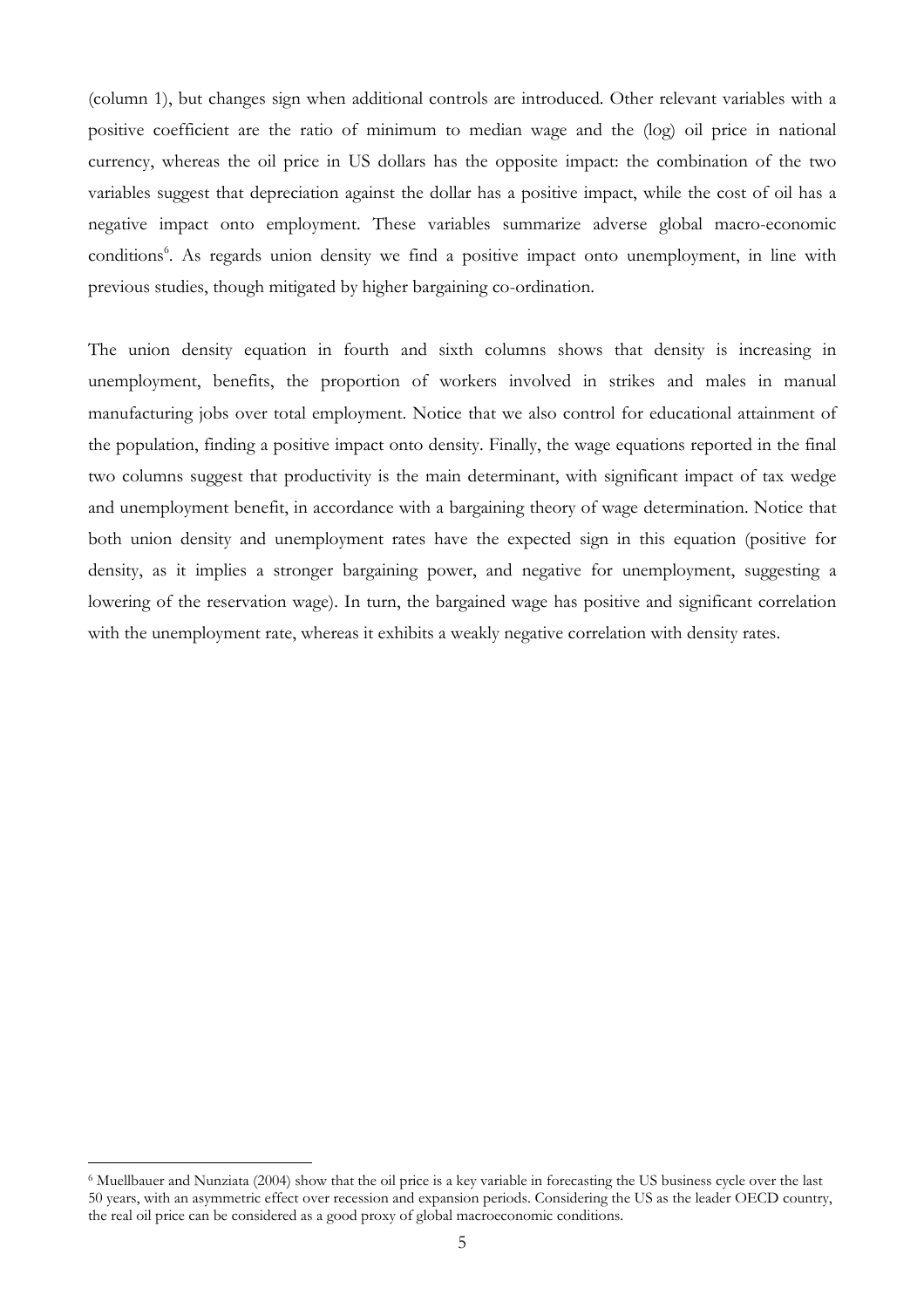(column 1), but changes sign when additional controls are introduced. Other relevant variables with a positive coefficient are the ratio of minimum to median wage and the (log) oil price in national currency, whereas the oil price in US dollars has the opposite impact: the combination of the two variables suggest that depreciation against the dollar has a positive impact, while the cost of oil has a negative impact onto employment. These variables summarize adverse global macro-economic conditions[6]. As regards union density we find a positive impact onto unemployment, in line with previous studies, though mitigated by higher bargaining co-ordination.

The union density equation in fourth and sixth columns shows that density is increasing in unemployment, benefits, the proportion of workers involved in strikes and males in manual manufacturing jobs over total employment. Notice that we also control for educational attainment of the population, finding a positive impact onto density. Finally, the wage equations reported in the final two columns suggest that productivity is the main determinant, with significant impact of tax wedge and unemployment benefit, in accordance with a bargaining theory of wage determination. Notice that both union density and unemployment rates have the expected sign in this equation (positive for density, as it implies a stronger bargaining power, and negative for unemployment, suggesting a lowering of the reservation wage). In turn, the bargained wage has positive and significant correlation with the unemployment rate, whereas it exhibits a weakly negative correlation with density rates.

[6] Muellbauer and Nunziata (2004) show that the oil price is a key variable in forecasting the US business cycle over the last 50 years, with an asymmetric effect over recession and expansion periods. Considering the US as the leader OECD country, the real oil price can be considered as a good proxy of global macroeconomic conditions.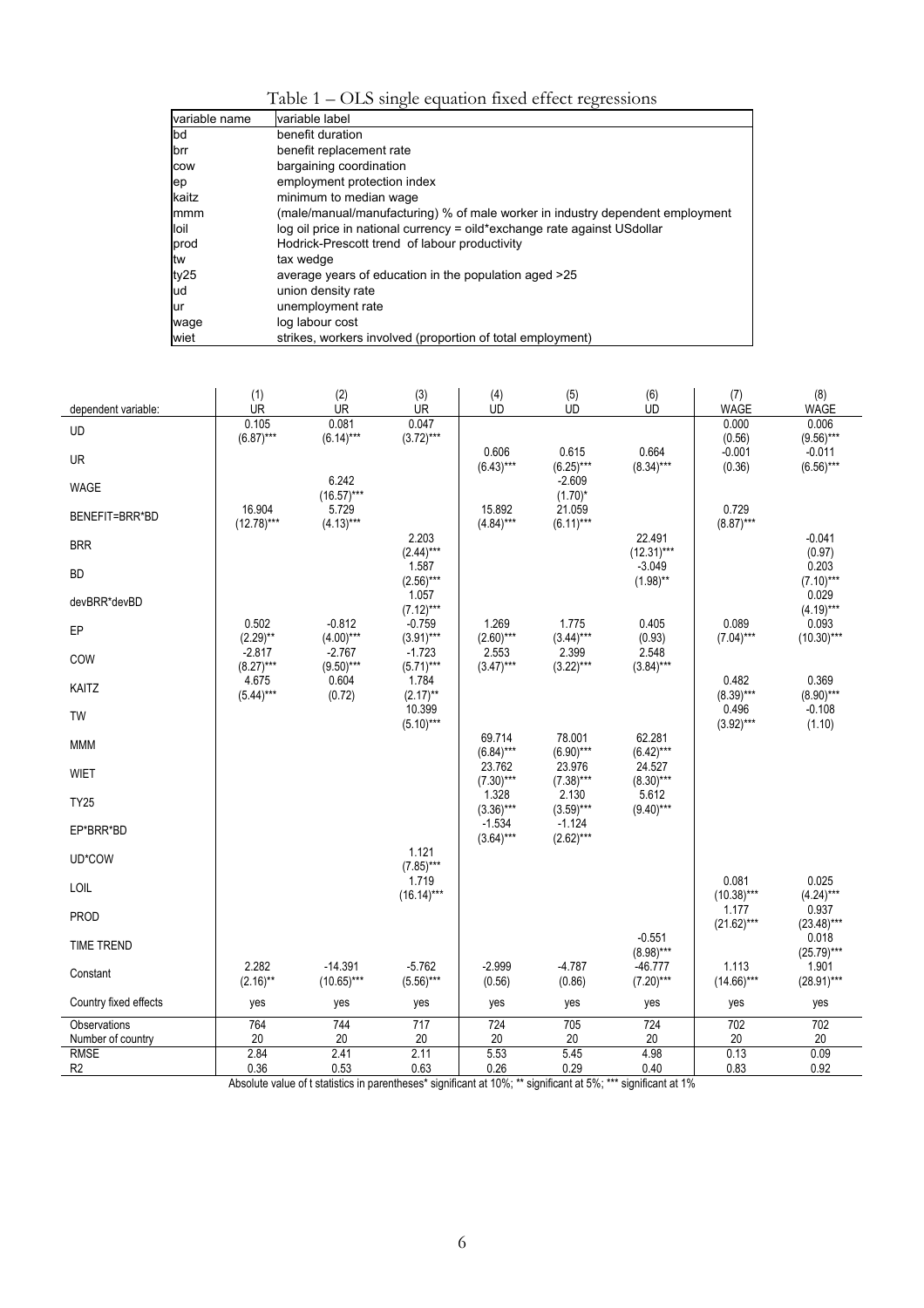Table 1 – OLS single equation fixed effect regressions

| variable name | variable label |
|---|---|
| bd | benefit duration |
| brr | benefit replacement rate |
| cow | bargaining coordination |
| ep | employment protection index |
| kaitz | minimum to median wage |
| mmm | (male/manual/manufacturing) % of male worker in industry dependent employment |
| loil | log oil price in national currency = oild*exchange rate against USdollar |
| prod | Hodrick-Prescott trend of labour productivity |
| tw | tax wedge |
| ty25 | average years of education in the population aged >25 |
| ud | union density rate |
| ur | unemployment rate |
| wage | log labour cost |
| wiet | strikes, workers involved (proportion of total employment) |

| | (1) | (2) | (3) | (4) | (5) | (6) | (7) | (8) |
|---|---|---|---|---|---|---|---|---|
| dependent variable: | UR | UR | UR | UD | UD | UD | WAGE | WAGE |
| UD | 0.105 | 0.081 | 0.047 | | | | 0.000 | 0.006 |
| | (6.87)*** | (6.14)*** | (3.72)*** | | | | (0.56) | (9.56)*** |
| UR | | | | 0.606 | 0.615 | 0.664 | -0.001 | -0.011 |
| | | | | (6.43)*** | (6.25)*** | (8.34)*** | (0.36) | (6.56)*** |
| WAGE | | 6.242 | | | -2.609 | | | |
| | | (16.57)*** | | | (1.70)* | | | |
| BENEFIT=BRR*BD | 16.904 | 5.729 | | 15.892 | 21.059 | | 0.729 | |
| | (12.78)*** | (4.13)*** | | (4.84)*** | (6.11)*** | | (8.87)*** | |
| BRR | | | 2.203 | | | 22.491 | | -0.041 |
| | | | (2.44)*** | | | (12.31)*** | | (0.97) |
| BD | | | 1.587 | | | -3.049 | | 0.203 |
| | | | (2.56)*** | | | (1.98)** | | (7.10)*** |
| devBRR*devBD | | | 1.057 | | | | | 0.029 |
| | | | (7.12)*** | | | | | (4.19)*** |
| EP | 0.502 | -0.812 | -0.759 | 1.269 | 1.775 | 0.405 | 0.089 | 0.093 |
| | (2.29)** | (4.00)*** | (3.91)*** | (2.60)*** | (3.44)*** | (0.93) | (7.04)*** | (10.30)*** |
| COW | -2.817 | -2.767 | -1.723 | 2.553 | 2.399 | 2.548 | | |
| | (8.27)*** | (9.50)*** | (5.71)*** | (3.47)*** | (3.22)*** | (3.84)*** | | |
| KAITZ | 4.675 | 0.604 | 1.784 | | | | 0.482 | 0.369 |
| | (5.44)*** | (0.72) | (2.17)** | | | | (8.39)*** | (8.90)*** |
| TW | | | 10.399 | | | | 0.496 | -0.108 |
| | | | (5.10)*** | | | | (3.92)*** | (1.10) |
| MMM | | | | 69.714 | 78.001 | 62.281 | | |
| | | | | (6.84)*** | (6.90)*** | (6.42)*** | | |
| WIET | | | | 23.762 | 23.976 | 24.527 | | |
| | | | | (7.30)*** | (7.38)*** | (8.30)*** | | |
| TY25 | | | | 1.328 | 2.130 | 5.612 | | |
| | | | | (3.36)*** | (3.59)*** | (9.40)*** | | |
| EP*BRR*BD | | | | -1.534 | -1.124 | | | |
| | | | | (3.64)*** | (2.62)*** | | | |
| UD*COW | | | 1.121 | | | | | |
| | | | (7.85)*** | | | | | |
| LOIL | | | 1.719 | | | | 0.081 | 0.025 |
| | | | (16.14)*** | | | | (10.38)*** | (4.24)*** |
| PROD | | | | | | | 1.177 | 0.937 |
| | | | | | | | (21.62)*** | (23.48)*** |
| TIME TREND | | | | | | -0.551 | | 0.018 |
| | | | | | | (8.98)*** | | (25.79)*** |
| Constant | 2.282 | -14.391 | -5.762 | -2.999 | -4.787 | -46.777 | 1.113 | 1.901 |
| | (2.16)** | (10.65)*** | (5.56)*** | (0.56) | (0.86) | (7.20)*** | (14.66)*** | (28.91)*** |
| Country fixed effects | yes | yes | yes | yes | yes | yes | yes | yes |
| Observations | 764 | 744 | 717 | 724 | 705 | 724 | 702 | 702 |
| Number of country | 20 | 20 | 20 | 20 | 20 | 20 | 20 | 20 |
| RMSE | 2.84 | 2.41 | 2.11 | 5.53 | 5.45 | 4.98 | 0.13 | 0.09 |
| R2 | 0.36 | 0.53 | 0.63 | 0.26 | 0.29 | 0.40 | 0.83 | 0.92 |

Absolute value of t statistics in parentheses* significant at 10%; ** significant at 5%; *** significant at 1%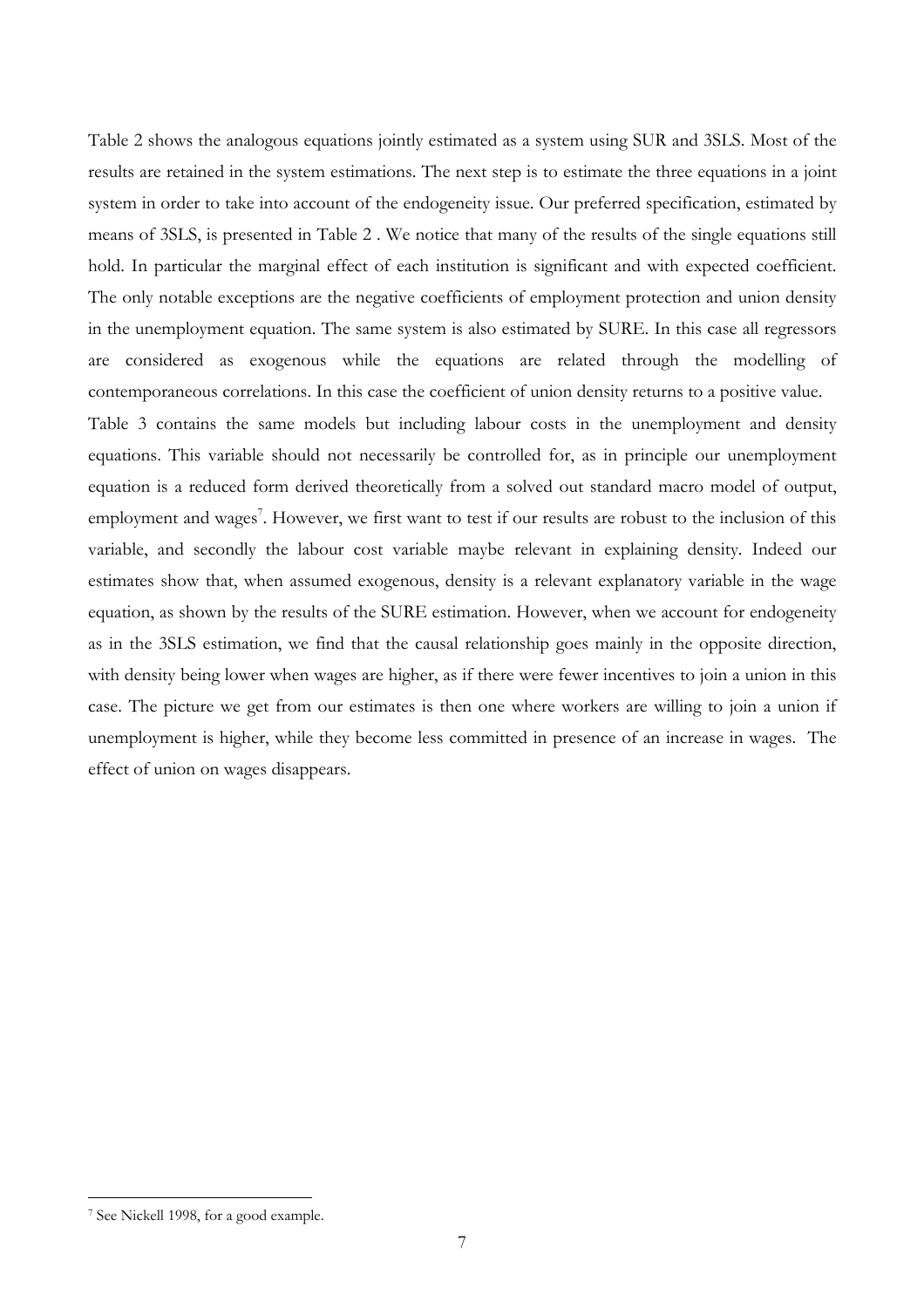Table 2 shows the analogous equations jointly estimated as a system using SUR and 3SLS. Most of the results are retained in the system estimations. The next step is to estimate the three equations in a joint system in order to take into account of the endogeneity issue. Our preferred specification, estimated by means of 3SLS, is presented in Table 2 . We notice that many of the results of the single equations still hold. In particular the marginal effect of each institution is significant and with expected coefficient. The only notable exceptions are the negative coefficients of employment protection and union density in the unemployment equation. The same system is also estimated by SURE. In this case all regressors are considered as exogenous while the equations are related through the modelling of contemporaneous correlations. In this case the coefficient of union density returns to a positive value.

Table 3 contains the same models but including labour costs in the unemployment and density equations. This variable should not necessarily be controlled for, as in principle our unemployment equation is a reduced form derived theoretically from a solved out standard macro model of output, employment and wages[7]. However, we first want to test if our results are robust to the inclusion of this variable, and secondly the labour cost variable maybe relevant in explaining density. Indeed our estimates show that, when assumed exogenous, density is a relevant explanatory variable in the wage equation, as shown by the results of the SURE estimation. However, when we account for endogeneity as in the 3SLS estimation, we find that the causal relationship goes mainly in the opposite direction, with density being lower when wages are higher, as if there were fewer incentives to join a union in this case. The picture we get from our estimates is then one where workers are willing to join a union if unemployment is higher, while they become less committed in presence of an increase in wages. The effect of union on wages disappears.

[7] See Nickell 1998, for a good example.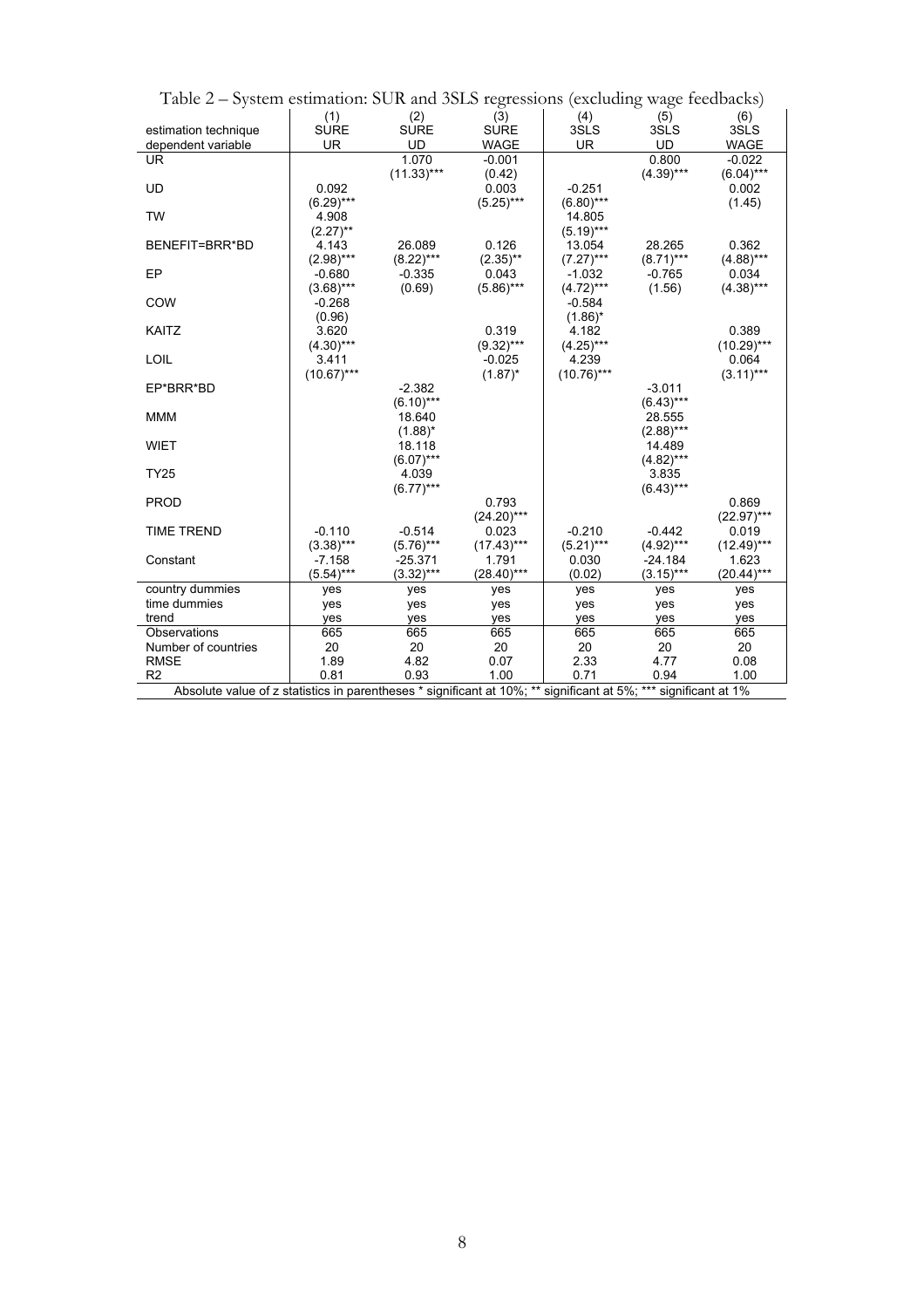Table 2 – System estimation: SUR and 3SLS regressions (excluding wage feedbacks)

| | (1) | (2) | (3) | (4) | (5) | (6) |
|---|---|---|---|---|---|---|
| estimation technique | SURE | SURE | SURE | 3SLS | 3SLS | 3SLS |
| dependent variable | UR | UD | WAGE | UR | UD | WAGE |
| UR | | 1.070 | -0.001 | | 0.800 | -0.022 |
| | | (11.33)*** | (0.42) | | (4.39)*** | (6.04)*** |
| UD | 0.092 | | 0.003 | -0.251 | | 0.002 |
| | (6.29)*** | | (5.25)*** | (6.80)*** | | (1.45) |
| TW | 4.908 | | | 14.805 | | |
| | (2.27)** | | | (5.19)*** | | |
| BENEFIT=BRR*BD | 4.143 | 26.089 | 0.126 | 13.054 | 28.265 | 0.362 |
| | (2.98)*** | (8.22)*** | (2.35)** | (7.27)*** | (8.71)*** | (4.88)*** |
| EP | -0.680 | -0.335 | 0.043 | -1.032 | -0.765 | 0.034 |
| | (3.68)*** | (0.69) | (5.86)*** | (4.72)*** | (1.56) | (4.38)*** |
| COW | -0.268 | | | -0.584 | | |
| | (0.96) | | | (1.86)* | | |
| KAITZ | 3.620 | | 0.319 | 4.182 | | 0.389 |
| | (4.30)*** | | (9.32)*** | (4.25)*** | | (10.29)*** |
| LOIL | 3.411 | | -0.025 | 4.239 | | 0.064 |
| | (10.67)*** | | (1.87)* | (10.76)*** | | (3.11)*** |
| EP*BRR*BD | | -2.382 | | | -3.011 | |
| | | (6.10)*** | | | (6.43)*** | |
| MMM | | 18.640 | | | 28.555 | |
| | | (1.88)* | | | (2.88)*** | |
| WIET | | 18.118 | | | 14.489 | |
| | | (6.07)*** | | | (4.82)*** | |
| TY25 | | 4.039 | | | 3.835 | |
| | | (6.77)*** | | | (6.43)*** | |
| PROD | | | 0.793 | | | 0.869 |
| | | | (24.20)*** | | | (22.97)*** |
| TIME TREND | -0.110 | -0.514 | 0.023 | -0.210 | -0.442 | 0.019 |
| | (3.38)*** | (5.76)*** | (17.43)*** | (5.21)*** | (4.92)*** | (12.49)*** |
| Constant | -7.158 | -25.371 | 1.791 | 0.030 | -24.184 | 1.623 |
| | (5.54)*** | (3.32)*** | (28.40)*** | (0.02) | (3.15)*** | (20.44)*** |
| country dummies | yes | yes | yes | yes | yes | yes |
| time dummies | yes | yes | yes | yes | yes | yes |
| trend | yes | yes | yes | yes | yes | yes |
| Observations | 665 | 665 | 665 | 665 | 665 | 665 |
| Number of countries | 20 | 20 | 20 | 20 | 20 | 20 |
| RMSE | 1.89 | 4.82 | 0.07 | 2.33 | 4.77 | 0.08 |
| R2 | 0.81 | 0.93 | 1.00 | 0.71 | 0.94 | 1.00 |

Absolute value of z statistics in parentheses * significant at 10%; ** significant at 5%; *** significant at 1%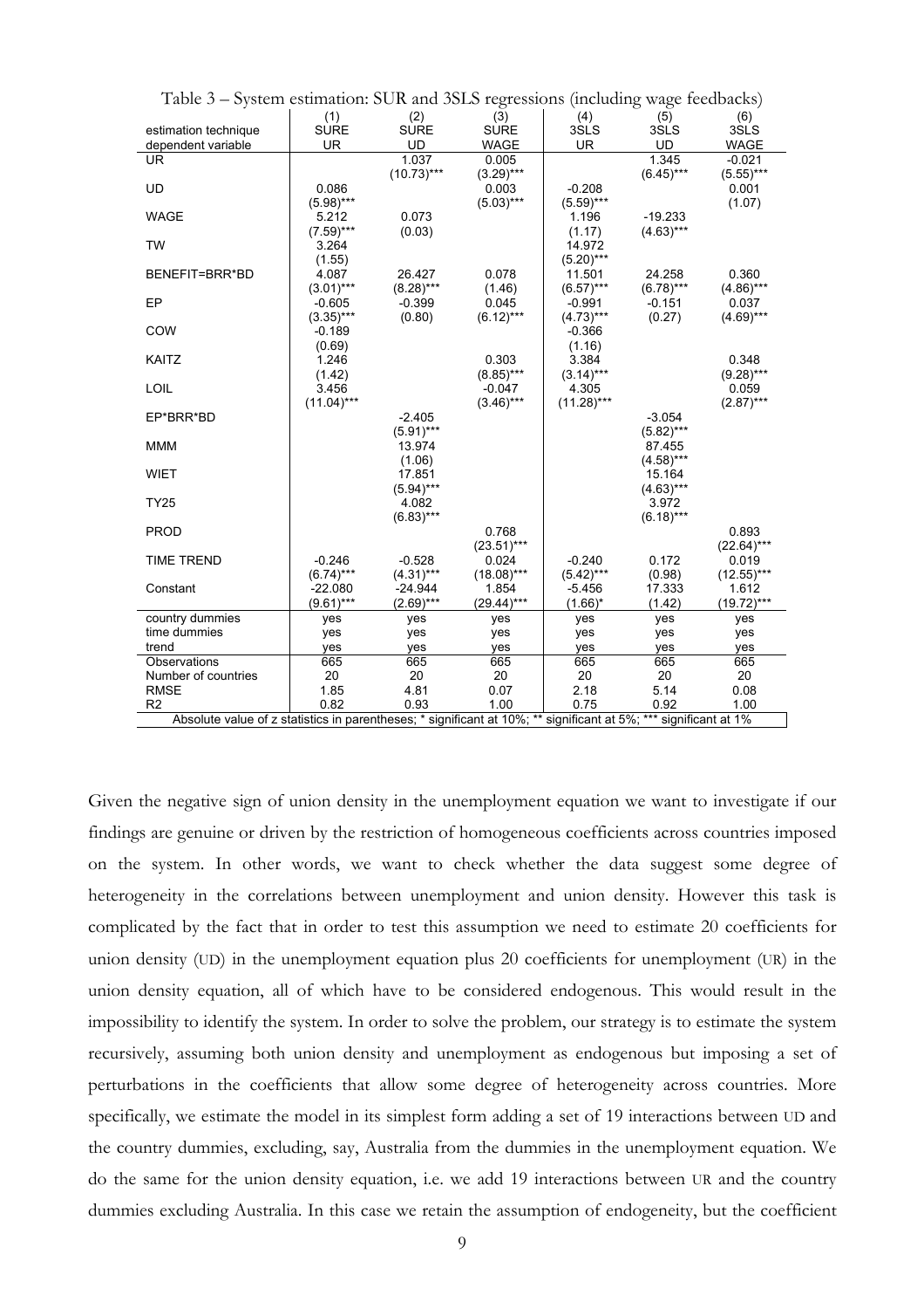Table 3 – System estimation: SUR and 3SLS regressions (including wage feedbacks)

| | (1) | (2) | (3) | (4) | (5) | (6) |
|---|---|---|---|---|---|---|
| estimation technique | SURE | SURE | SURE | 3SLS | 3SLS | 3SLS |
| dependent variable | UR | UD | WAGE | UR | UD | WAGE |
| UR | | 1.037 | 0.005 | | 1.345 | -0.021 |
| | | (10.73)*** | (3.29)*** | | (6.45)*** | (5.55)*** |
| UD | 0.086 | | 0.003 | -0.208 | | 0.001 |
| | (5.98)*** | | (5.03)*** | (5.59)*** | | (1.07) |
| WAGE | 5.212 | 0.073 | | 1.196 | -19.233 | |
| | (7.59)*** | (0.03) | | (1.17) | (4.63)*** | |
| TW | 3.264 | | | 14.972 | | |
| | (1.55) | | | (5.20)*** | | |
| BENEFIT=BRR*BD | 4.087 | 26.427 | 0.078 | 11.501 | 24.258 | 0.360 |
| | (3.01)*** | (8.28)*** | (1.46) | (6.57)*** | (6.78)*** | (4.86)*** |
| EP | -0.605 | -0.399 | 0.045 | -0.991 | -0.151 | 0.037 |
| | (3.35)*** | (0.80) | (6.12)*** | (4.73)*** | (0.27) | (4.69)*** |
| COW | -0.189 | | | -0.366 | | |
| | (0.69) | | | (1.16) | | |
| KAITZ | 1.246 | | 0.303 | 3.384 | | 0.348 |
| | (1.42) | | (8.85)*** | (3.14)*** | | (9.28)*** |
| LOIL | 3.456 | | -0.047 | 4.305 | | 0.059 |
| | (11.04)*** | | (3.46)*** | (11.28)*** | | (2.87)*** |
| EP*BRR*BD | | -2.405 | | | -3.054 | |
| | | (5.91)*** | | | (5.82)*** | |
| MMM | | 13.974 | | | 87.455 | |
| | | (1.06) | | | (4.58)*** | |
| WIET | | 17.851 | | | 15.164 | |
| | | (5.94)*** | | | (4.63)*** | |
| TY25 | | 4.082 | | | 3.972 | |
| | | (6.83)*** | | | (6.18)*** | |
| PROD | | | 0.768 | | | 0.893 |
| | | | (23.51)*** | | | (22.64)*** |
| TIME TREND | -0.246 | -0.528 | 0.024 | -0.240 | 0.172 | 0.019 |
| | (6.74)*** | (4.31)*** | (18.08)*** | (5.42)*** | (0.98) | (12.55)*** |
| Constant | -22.080 | -24.944 | 1.854 | -5.456 | 17.333 | 1.612 |
| | (9.61)*** | (2.69)*** | (29.44)*** | (1.66)* | (1.42) | (19.72)*** |
| country dummies | yes | yes | yes | yes | yes | yes |
| time dummies | yes | yes | yes | yes | yes | yes |
| trend | yes | yes | yes | yes | yes | yes |
| Observations | 665 | 665 | 665 | 665 | 665 | 665 |
| Number of countries | 20 | 20 | 20 | 20 | 20 | 20 |
| RMSE | 1.85 | 4.81 | 0.07 | 2.18 | 5.14 | 0.08 |
| R2 | 0.82 | 0.93 | 1.00 | 0.75 | 0.92 | 1.00 |

Absolute value of z statistics in parentheses; * significant at 10%; ** significant at 5%; *** significant at 1%

Given the negative sign of union density in the unemployment equation we want to investigate if our findings are genuine or driven by the restriction of homogeneous coefficients across countries imposed on the system. In other words, we want to check whether the data suggest some degree of heterogeneity in the correlations between unemployment and union density. However this task is complicated by the fact that in order to test this assumption we need to estimate 20 coefficients for union density (UD) in the unemployment equation plus 20 coefficients for unemployment (UR) in the union density equation, all of which have to be considered endogenous. This would result in the impossibility to identify the system. In order to solve the problem, our strategy is to estimate the system recursively, assuming both union density and unemployment as endogenous but imposing a set of perturbations in the coefficients that allow some degree of heterogeneity across countries. More specifically, we estimate the model in its simplest form adding a set of 19 interactions between UD and the country dummies, excluding, say, Australia from the dummies in the unemployment equation. We do the same for the union density equation, i.e. we add 19 interactions between UR and the country dummies excluding Australia. In this case we retain the assumption of endogeneity, but the coefficient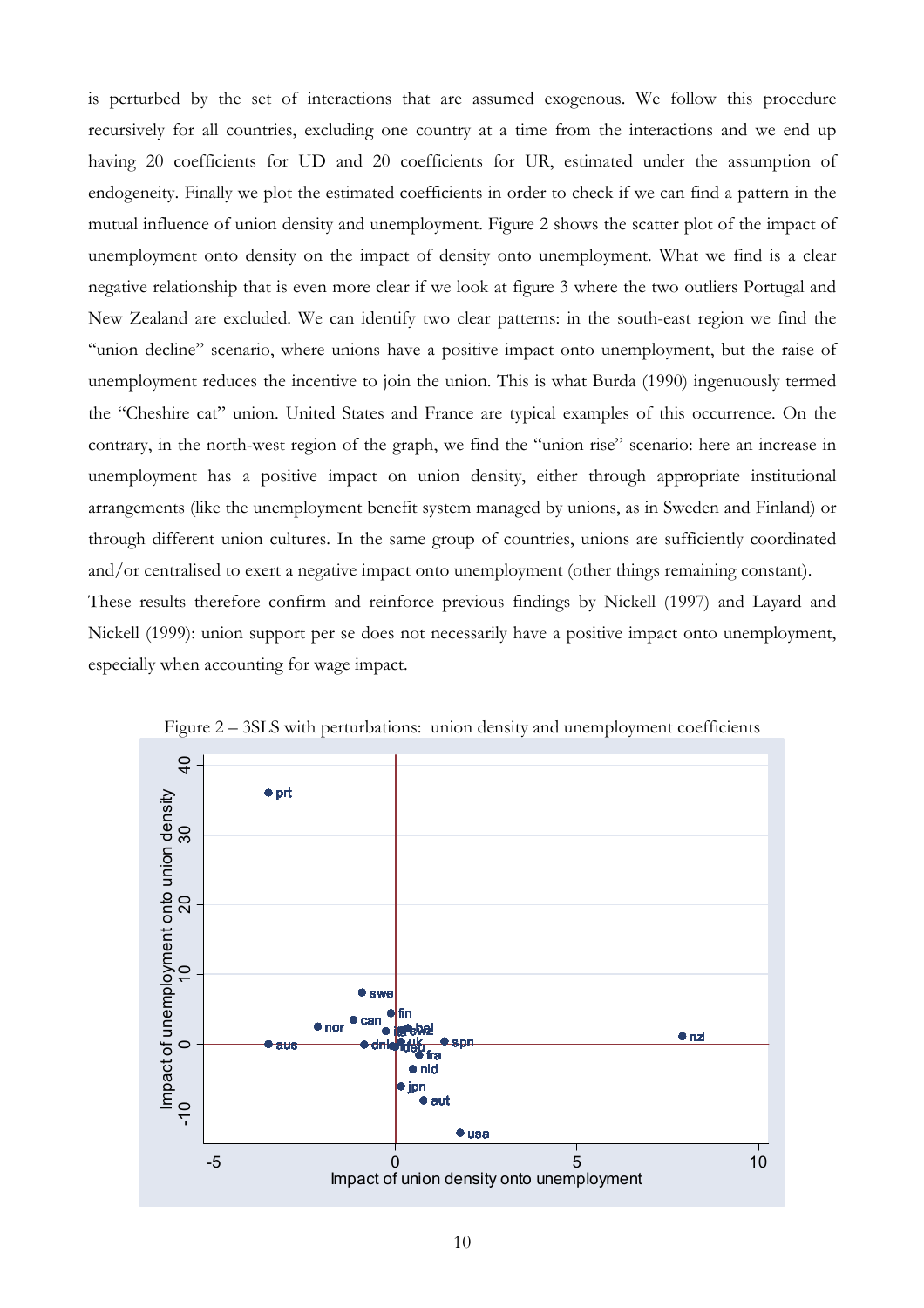is perturbed by the set of interactions that are assumed exogenous. We follow this procedure recursively for all countries, excluding one country at a time from the interactions and we end up having 20 coefficients for UD and 20 coefficients for UR, estimated under the assumption of endogeneity. Finally we plot the estimated coefficients in order to check if we can find a pattern in the mutual influence of union density and unemployment. Figure 2 shows the scatter plot of the impact of unemployment onto density on the impact of density onto unemployment. What we find is a clear negative relationship that is even more clear if we look at figure 3 where the two outliers Portugal and New Zealand are excluded. We can identify two clear patterns: in the south-east region we find the "union decline" scenario, where unions have a positive impact onto unemployment, but the raise of unemployment reduces the incentive to join the union. This is what Burda (1990) ingenuously termed the "Cheshire cat" union. United States and France are typical examples of this occurrence. On the contrary, in the north-west region of the graph, we find the "union rise" scenario: here an increase in unemployment has a positive impact on union density, either through appropriate institutional arrangements (like the unemployment benefit system managed by unions, as in Sweden and Finland) or through different union cultures. In the same group of countries, unions are sufficiently coordinated and/or centralised to exert a negative impact onto unemployment (other things remaining constant).

These results therefore confirm and reinforce previous findings by Nickell (1997) and Layard and Nickell (1999): union support per se does not necessarily have a positive impact onto unemployment, especially when accounting for wage impact.

Figure 2 – 3SLS with perturbations: union density and unemployment coefficients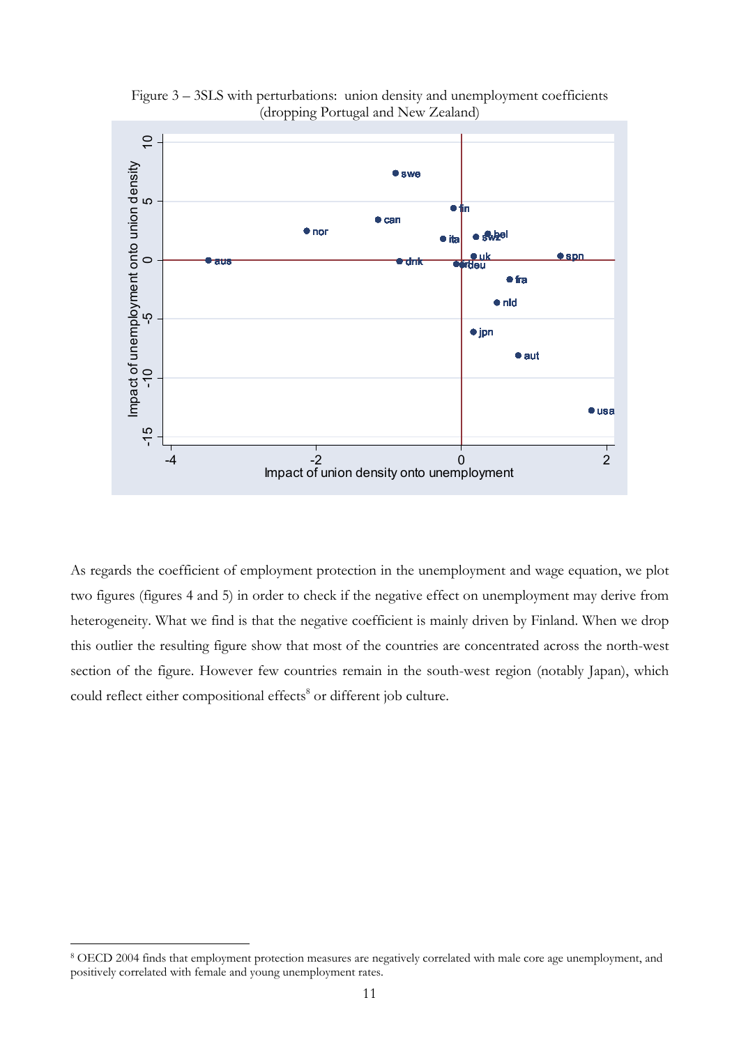Figure 3 – 3SLS with perturbations: union density and unemployment coefficients (dropping Portugal and New Zealand)

As regards the coefficient of employment protection in the unemployment and wage equation, we plot two figures (figures 4 and 5) in order to check if the negative effect on unemployment may derive from heterogeneity. What we find is that the negative coefficient is mainly driven by Finland. When we drop this outlier the resulting figure show that most of the countries are concentrated across the north-west section of the figure. However few countries remain in the south-west region (notably Japan), which could reflect either compositional effects[8] or different job culture.

[8] OECD 2004 finds that employment protection measures are negatively correlated with male core age unemployment, and positively correlated with female and young unemployment rates.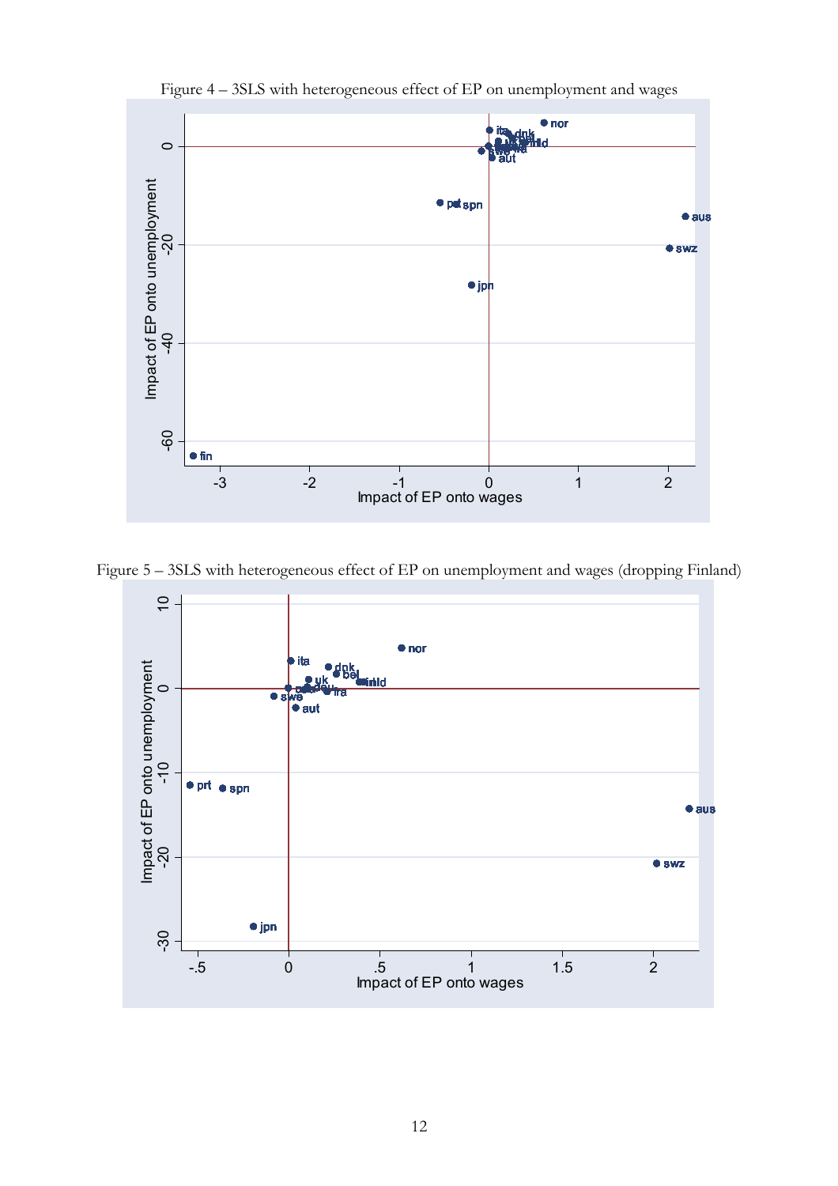Figure 4 – 3SLS with heterogeneous effect of EP on unemployment and wages

Figure 5 – 3SLS with heterogeneous effect of EP on unemployment and wages (dropping Finland)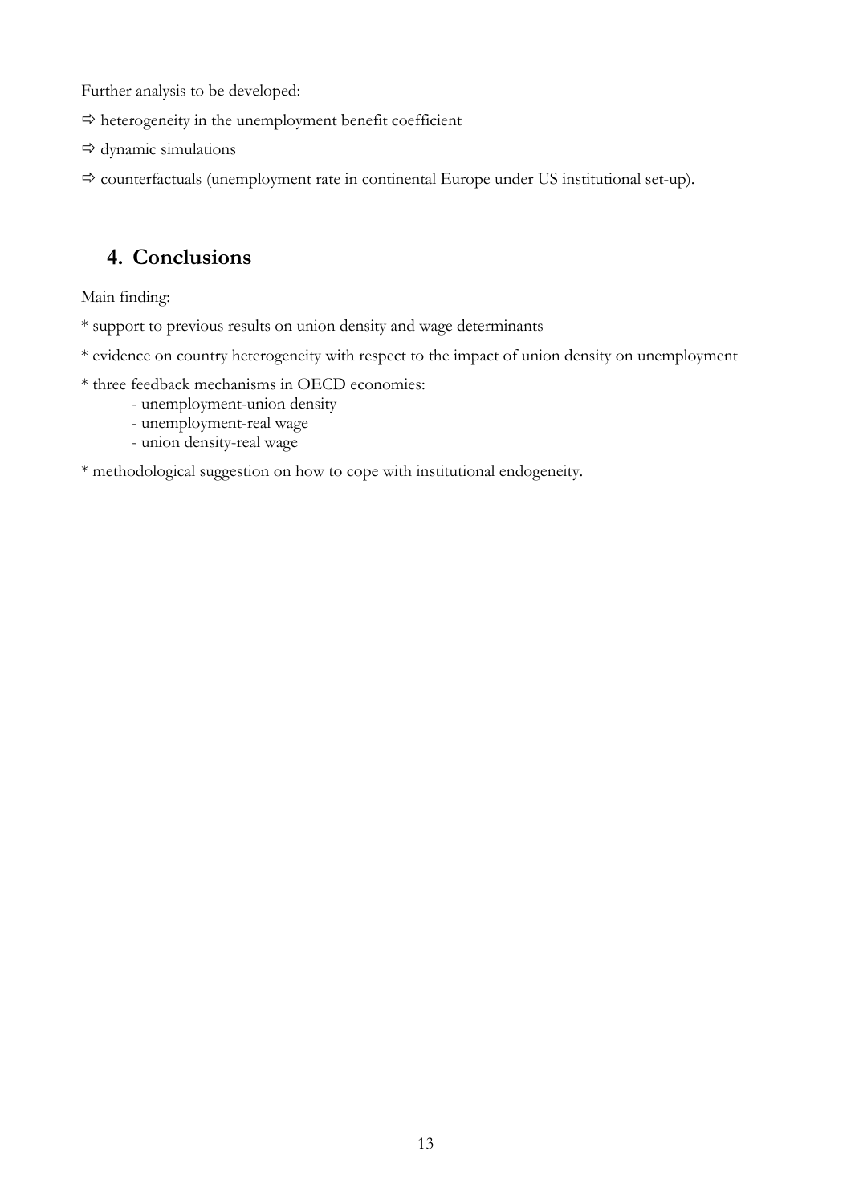Further analysis to be developed:

⇨ heterogeneity in the unemployment benefit coefficient

⇨ dynamic simulations

⇨ counterfactuals (unemployment rate in continental Europe under US institutional set-up).

## 4. Conclusions

Main finding:

* support to previous results on union density and wage determinants

* evidence on country heterogeneity with respect to the impact of union density on unemployment

* three feedback mechanisms in OECD economies:
  - unemployment-union density
  - unemployment-real wage
  - union density-real wage

* methodological suggestion on how to cope with institutional endogeneity.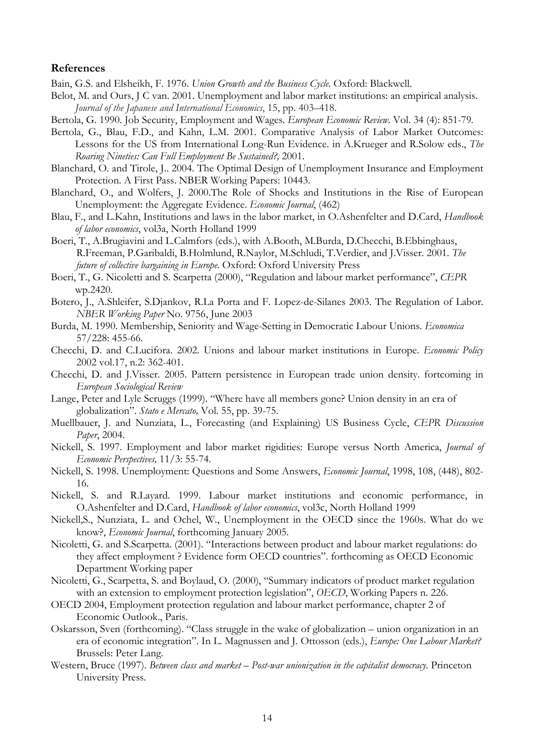## References

Bain, G.S. and Elsheikh, F. 1976. *Union Growth and the Business Cycle*. Oxford: Blackwell.

Belot, M. and Ours, J C van. 2001. Unemployment and labor market institutions: an empirical analysis. *Journal of the Japanese and International Economics*, 15, pp. 403–418.

Bertola, G. 1990. Job Security, Employment and Wages. *European Economic Review*. Vol. 34 (4): 851-79.

Bertola, G., Blau, F.D., and Kahn, L.M. 2001. Comparative Analysis of Labor Market Outcomes: Lessons for the US from International Long-Run Evidence. in A.Krueger and R.Solow eds., *The Roaring Nineties: Can Full Employment Be Sustained?,* 2001.

Blanchard, O. and Tirole, J.. 2004. The Optimal Design of Unemployment Insurance and Employment Protection. A First Pass. NBER Working Papers: 10443.

Blanchard, O., and Wolfers, J. 2000.The Role of Shocks and Institutions in the Rise of European Unemployment: the Aggregate Evidence. *Economic Journal*, (462)

Blau, F., and L.Kahn, Institutions and laws in the labor market, in O.Ashenfelter and D.Card, *Handbook of labor economics*, vol3a, North Holland 1999

Boeri, T., A.Brugiavini and L.Calmfors (eds.), with A.Booth, M.Burda, D.Checchi, B.Ebbinghaus, R.Freeman, P.Garibaldi, B.Holmlund, R.Naylor, M.Schludi, T.Verdier, and J.Visser. 2001. *The future of collective bargaining in Europe.* Oxford: Oxford University Press

Boeri, T., G. Nicoletti and S. Scarpetta (2000), "Regulation and labour market performance", *CEPR* wp.2420.

Botero, J., A.Shleifer, S.Djankov, R.La Porta and F. Lopez-de-Silanes 2003. The Regulation of Labor. *NBER Working Paper* No. 9756, June 2003

Burda, M. 1990. Membership, Seniority and Wage-Setting in Democratic Labour Unions. *Economica* 57/228: 455-66.

Checchi, D. and C.Lucifora. 2002. Unions and labour market institutions in Europe. *Economic Policy* 2002 vol.17, n.2: 362-401.

Checchi, D. and J.Visser. 2005. Pattern persistence in European trade union density. fortcoming in *European Sociological Review*

Lange, Peter and Lyle Scruggs (1999). "Where have all members gone? Union density in an era of globalization". *Stato e Mercato,* Vol. 55, pp. 39-75.

Muellbauer, J. and Nunziata, L., Forecasting (and Explaining) US Business Cycle, *CEPR Discussion Paper*, 2004.

Nickell, S. 1997. Employment and labor market rigidities: Europe versus North America, *Journal of Economic Perspectives,* 11/3: 55-74.

Nickell, S. 1998. Unemployment: Questions and Some Answers, *Economic Journal*, 1998, 108, (448), 802-16.

Nickell, S. and R.Layard. 1999. Labour market institutions and economic performance, in O.Ashenfelter and D.Card, *Handbook of labor economics*, vol3c, North Holland 1999

Nickell,S., Nunziata, L. and Ochel, W., Unemployment in the OECD since the 1960s. What do we know?, *Economic Journal*, forthcoming January 2005.

Nicoletti, G. and S.Scarpetta. (2001). "Interactions between product and labour market regulations: do they affect employment ? Evidence form OECD countries". forthcoming as OECD Economic Department Working paper

Nicoletti, G., Scarpetta, S. and Boylaud, O. (2000), "Summary indicators of product market regulation with an extension to employment protection legislation", *OECD*, Working Papers n. 226.

OECD 2004, Employment protection regulation and labour market performance, chapter 2 of Economic Outlook., Paris.

Oskarsson, Sven (forthcoming). "Class struggle in the wake of globalization – union organization in an era of economic integration". In L. Magnussen and J. Ottosson (eds.), *Europe: One Labour Market?* Brussels: Peter Lang.

Western, Bruce (1997). *Between class and market – Post-war unionization in the capitalist democracy*. Princeton University Press.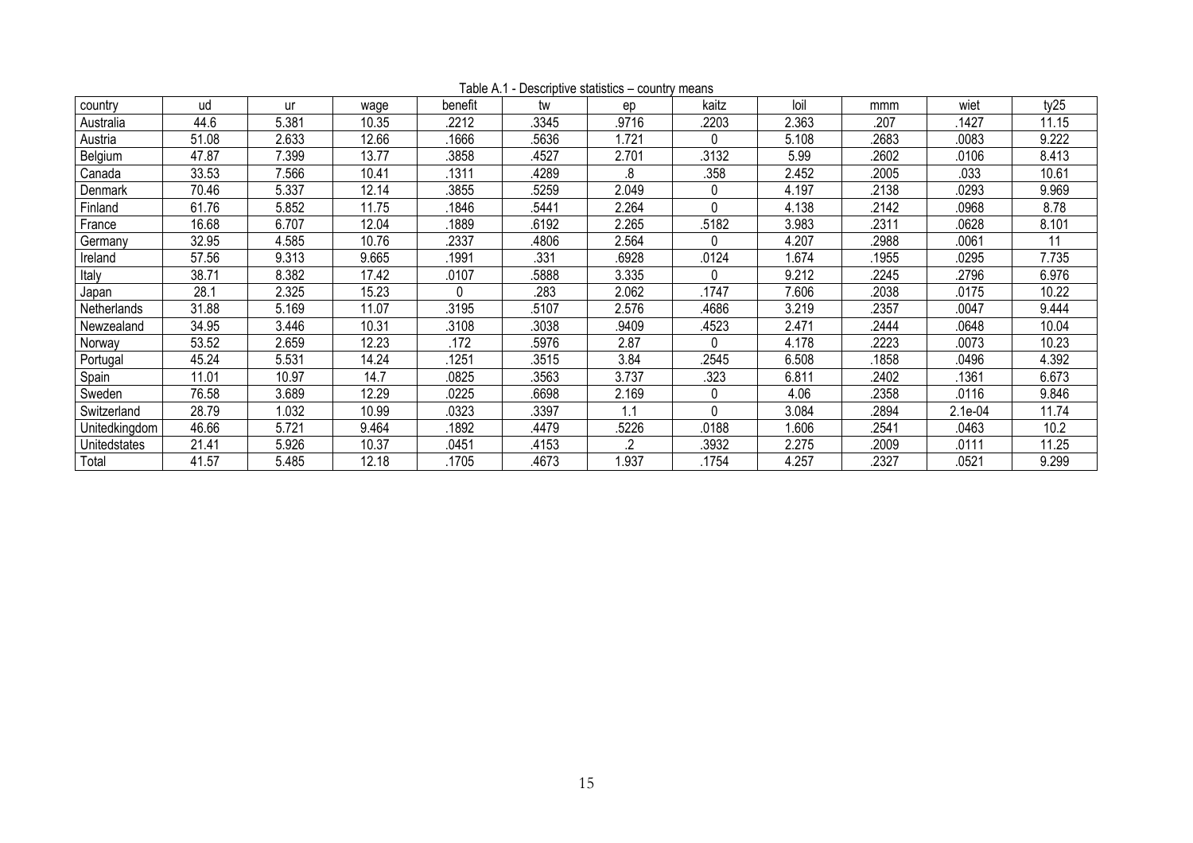Table A.1 - Descriptive statistics – country means

| country | ud | ur | wage | benefit | tw | ep | kaitz | loil | mmm | wiet | ty25 |
|---|---|---|---|---|---|---|---|---|---|---|---|
| Australia | 44.6 | 5.381 | 10.35 | .2212 | .3345 | .9716 | .2203 | 2.363 | .207 | .1427 | 11.15 |
| Austria | 51.08 | 2.633 | 12.66 | .1666 | .5636 | 1.721 | 0 | 5.108 | .2683 | .0083 | 9.222 |
| Belgium | 47.87 | 7.399 | 13.77 | .3858 | .4527 | 2.701 | .3132 | 5.99 | .2602 | .0106 | 8.413 |
| Canada | 33.53 | 7.566 | 10.41 | .1311 | .4289 | .8 | .358 | 2.452 | .2005 | .033 | 10.61 |
| Denmark | 70.46 | 5.337 | 12.14 | .3855 | .5259 | 2.049 | 0 | 4.197 | .2138 | .0293 | 9.969 |
| Finland | 61.76 | 5.852 | 11.75 | .1846 | .5441 | 2.264 | 0 | 4.138 | .2142 | .0968 | 8.78 |
| France | 16.68 | 6.707 | 12.04 | .1889 | .6192 | 2.265 | .5182 | 3.983 | .2311 | .0628 | 8.101 |
| Germany | 32.95 | 4.585 | 10.76 | .2337 | .4806 | 2.564 | 0 | 4.207 | .2988 | .0061 | 11 |
| Ireland | 57.56 | 9.313 | 9.665 | .1991 | .331 | .6928 | .0124 | 1.674 | .1955 | .0295 | 7.735 |
| Italy | 38.71 | 8.382 | 17.42 | .0107 | .5888 | 3.335 | 0 | 9.212 | .2245 | .2796 | 6.976 |
| Japan | 28.1 | 2.325 | 15.23 | 0 | .283 | 2.062 | .1747 | 7.606 | .2038 | .0175 | 10.22 |
| Netherlands | 31.88 | 5.169 | 11.07 | .3195 | .5107 | 2.576 | .4686 | 3.219 | .2357 | .0047 | 9.444 |
| Newzealand | 34.95 | 3.446 | 10.31 | .3108 | .3038 | .9409 | .4523 | 2.471 | .2444 | .0648 | 10.04 |
| Norway | 53.52 | 2.659 | 12.23 | .172 | .5976 | 2.87 | 0 | 4.178 | .2223 | .0073 | 10.23 |
| Portugal | 45.24 | 5.531 | 14.24 | .1251 | .3515 | 3.84 | .2545 | 6.508 | .1858 | .0496 | 4.392 |
| Spain | 11.01 | 10.97 | 14.7 | .0825 | .3563 | 3.737 | .323 | 6.811 | .2402 | .1361 | 6.673 |
| Sweden | 76.58 | 3.689 | 12.29 | .0225 | .6698 | 2.169 | 0 | 4.06 | .2358 | .0116 | 9.846 |
| Switzerland | 28.79 | 1.032 | 10.99 | .0323 | .3397 | 1.1 | 0 | 3.084 | .2894 | 2.1e-04 | 11.74 |
| Unitedkingdom | 46.66 | 5.721 | 9.464 | .1892 | .4479 | .5226 | .0188 | 1.606 | .2541 | .0463 | 10.2 |
| Unitedstates | 21.41 | 5.926 | 10.37 | .0451 | .4153 | .2 | .3932 | 2.275 | .2009 | .0111 | 11.25 |
| Total | 41.57 | 5.485 | 12.18 | .1705 | .4673 | 1.937 | .1754 | 4.257 | .2327 | .0521 | 9.299 |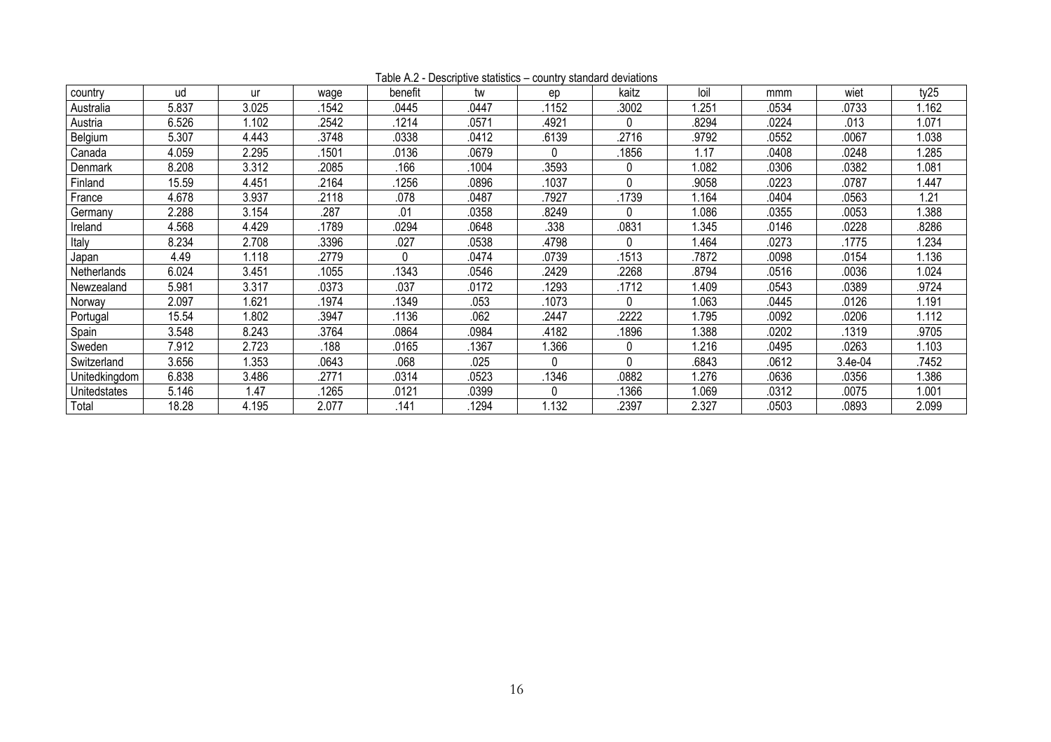Table A.2 - Descriptive statistics – country standard deviations

| country | ud | ur | wage | benefit | tw | ep | kaitz | loil | mmm | wiet | ty25 |
|---|---|---|---|---|---|---|---|---|---|---|---|
| Australia | 5.837 | 3.025 | .1542 | .0445 | .0447 | .1152 | .3002 | 1.251 | .0534 | .0733 | 1.162 |
| Austria | 6.526 | 1.102 | .2542 | .1214 | .0571 | .4921 | 0 | .8294 | .0224 | .013 | 1.071 |
| Belgium | 5.307 | 4.443 | .3748 | .0338 | .0412 | .6139 | .2716 | .9792 | .0552 | .0067 | 1.038 |
| Canada | 4.059 | 2.295 | .1501 | .0136 | .0679 | 0 | .1856 | 1.17 | .0408 | .0248 | 1.285 |
| Denmark | 8.208 | 3.312 | .2085 | .166 | .1004 | .3593 | 0 | 1.082 | .0306 | .0382 | 1.081 |
| Finland | 15.59 | 4.451 | .2164 | .1256 | .0896 | .1037 | 0 | .9058 | .0223 | .0787 | 1.447 |
| France | 4.678 | 3.937 | .2118 | .078 | .0487 | .7927 | .1739 | 1.164 | .0404 | .0563 | 1.21 |
| Germany | 2.288 | 3.154 | .287 | .01 | .0358 | .8249 | 0 | 1.086 | .0355 | .0053 | 1.388 |
| Ireland | 4.568 | 4.429 | .1789 | .0294 | .0648 | .338 | .0831 | 1.345 | .0146 | .0228 | .8286 |
| Italy | 8.234 | 2.708 | .3396 | .027 | .0538 | .4798 | 0 | 1.464 | .0273 | .1775 | 1.234 |
| Japan | 4.49 | 1.118 | .2779 | 0 | .0474 | .0739 | .1513 | .7872 | .0098 | .0154 | 1.136 |
| Netherlands | 6.024 | 3.451 | .1055 | .1343 | .0546 | .2429 | .2268 | .8794 | .0516 | .0036 | 1.024 |
| Newzealand | 5.981 | 3.317 | .0373 | .037 | .0172 | .1293 | .1712 | 1.409 | .0543 | .0389 | .9724 |
| Norway | 2.097 | 1.621 | .1974 | .1349 | .053 | .1073 | 0 | 1.063 | .0445 | .0126 | 1.191 |
| Portugal | 15.54 | 1.802 | .3947 | .1136 | .062 | .2447 | .2222 | 1.795 | .0092 | .0206 | 1.112 |
| Spain | 3.548 | 8.243 | .3764 | .0864 | .0984 | .4182 | .1896 | 1.388 | .0202 | .1319 | .9705 |
| Sweden | 7.912 | 2.723 | .188 | .0165 | .1367 | 1.366 | 0 | 1.216 | .0495 | .0263 | 1.103 |
| Switzerland | 3.656 | 1.353 | .0643 | .068 | .025 | 0 | 0 | .6843 | .0612 | 3.4e-04 | .7452 |
| Unitedkingdom | 6.838 | 3.486 | .2771 | .0314 | .0523 | .1346 | .0882 | 1.276 | .0636 | .0356 | 1.386 |
| Unitedstates | 5.146 | 1.47 | .1265 | .0121 | .0399 | 0 | .1366 | 1.069 | .0312 | .0075 | 1.001 |
| Total | 18.28 | 4.195 | 2.077 | .141 | .1294 | 1.132 | .2397 | 2.327 | .0503 | .0893 | 2.099 |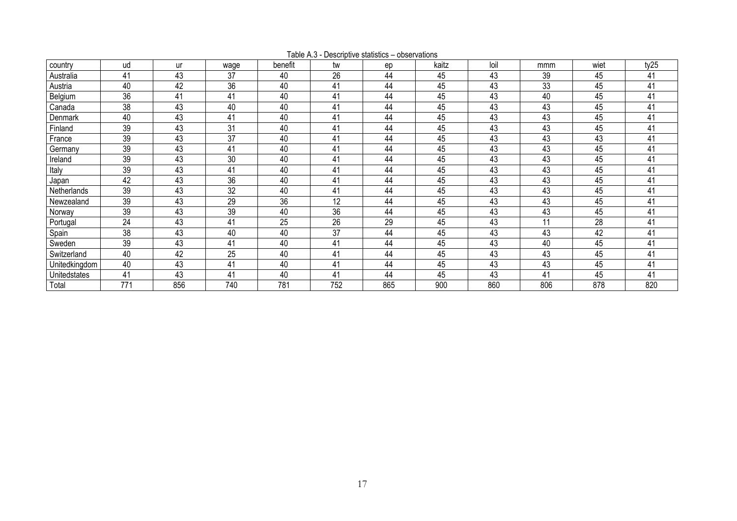Table A.3 - Descriptive statistics – observations

| country | ud | ur | wage | benefit | tw | ep | kaitz | loil | mmm | wiet | ty25 |
|---|---|---|---|---|---|---|---|---|---|---|---|
| Australia | 41 | 43 | 37 | 40 | 26 | 44 | 45 | 43 | 39 | 45 | 41 |
| Austria | 40 | 42 | 36 | 40 | 41 | 44 | 45 | 43 | 33 | 45 | 41 |
| Belgium | 36 | 41 | 41 | 40 | 41 | 44 | 45 | 43 | 40 | 45 | 41 |
| Canada | 38 | 43 | 40 | 40 | 41 | 44 | 45 | 43 | 43 | 45 | 41 |
| Denmark | 40 | 43 | 41 | 40 | 41 | 44 | 45 | 43 | 43 | 45 | 41 |
| Finland | 39 | 43 | 31 | 40 | 41 | 44 | 45 | 43 | 43 | 45 | 41 |
| France | 39 | 43 | 37 | 40 | 41 | 44 | 45 | 43 | 43 | 43 | 41 |
| Germany | 39 | 43 | 41 | 40 | 41 | 44 | 45 | 43 | 43 | 45 | 41 |
| Ireland | 39 | 43 | 30 | 40 | 41 | 44 | 45 | 43 | 43 | 45 | 41 |
| Italy | 39 | 43 | 41 | 40 | 41 | 44 | 45 | 43 | 43 | 45 | 41 |
| Japan | 42 | 43 | 36 | 40 | 41 | 44 | 45 | 43 | 43 | 45 | 41 |
| Netherlands | 39 | 43 | 32 | 40 | 41 | 44 | 45 | 43 | 43 | 45 | 41 |
| Newzealand | 39 | 43 | 29 | 36 | 12 | 44 | 45 | 43 | 43 | 45 | 41 |
| Norway | 39 | 43 | 39 | 40 | 36 | 44 | 45 | 43 | 43 | 45 | 41 |
| Portugal | 24 | 43 | 41 | 25 | 26 | 29 | 45 | 43 | 11 | 28 | 41 |
| Spain | 38 | 43 | 40 | 40 | 37 | 44 | 45 | 43 | 43 | 42 | 41 |
| Sweden | 39 | 43 | 41 | 40 | 41 | 44 | 45 | 43 | 40 | 45 | 41 |
| Switzerland | 40 | 42 | 25 | 40 | 41 | 44 | 45 | 43 | 43 | 45 | 41 |
| Unitedkingdom | 40 | 43 | 41 | 40 | 41 | 44 | 45 | 43 | 43 | 45 | 41 |
| Unitedstates | 41 | 43 | 41 | 40 | 41 | 44 | 45 | 43 | 41 | 45 | 41 |
| Total | 771 | 856 | 740 | 781 | 752 | 865 | 900 | 860 | 806 | 878 | 820 |